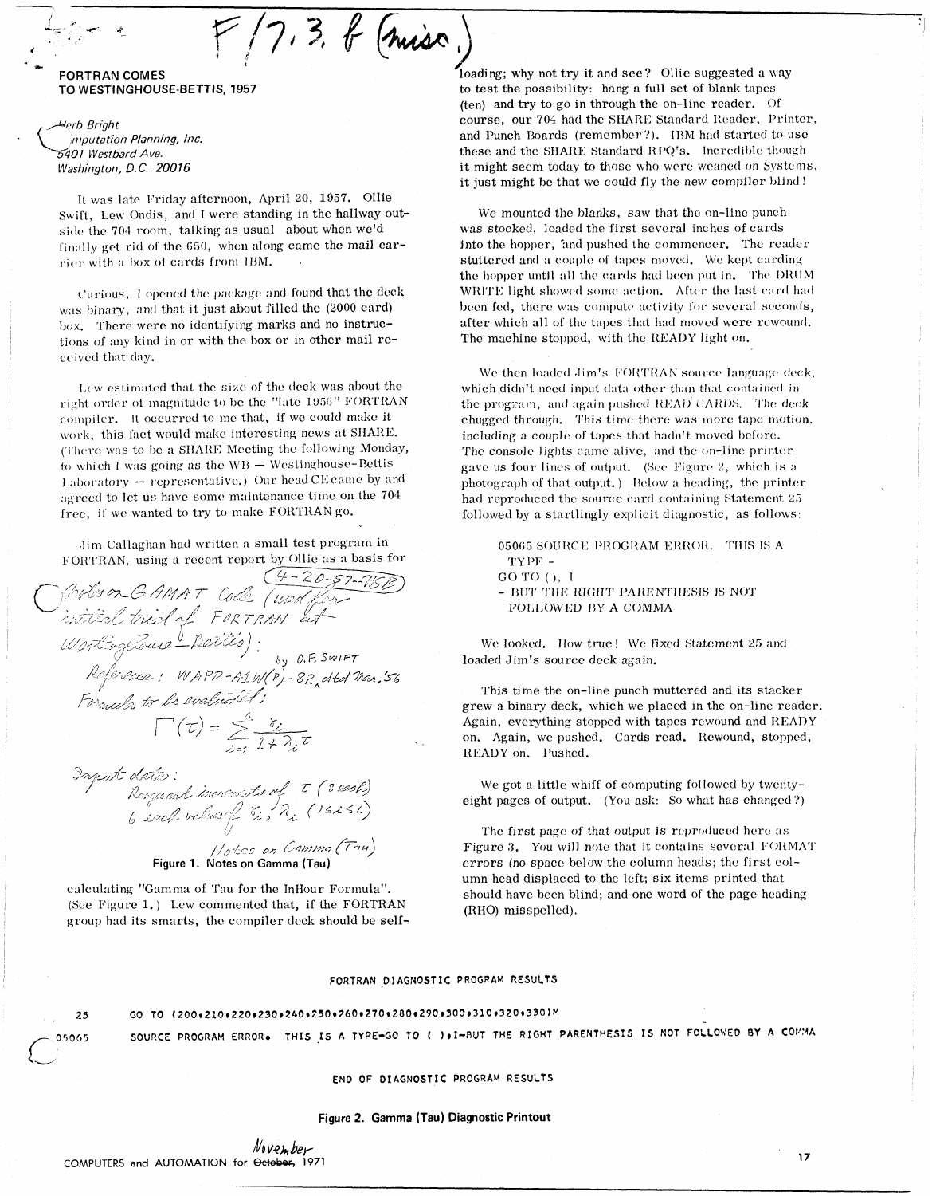F/7.3. f (misc.)

## FORTRAN COMES TO WESTINGHOUSE-BETTIS, 1957

*Herb Bright*
*Computation Planning, Inc.*
*5401 Westbard Ave.*
*Washington, D.C. 20016*

It was late Friday afternoon, April 20, 1957. Ollie Swift, Lew Ondis, and I were standing in the hallway outside the 704 room, talking as usual about when we'd finally get rid of the 650, when along came the mail carrier with a box of cards from IBM.

Curious, I opened the package and found that the deck was binary, and that it just about filled the (2000 card) box. There were no identifying marks and no instructions of any kind in or with the box or in other mail received that day.

Lew estimated that the size of the deck was about the right order of magnitude to be the "late 1956" FORTRAN compiler. It occurred to me that, if we could make it work, this fact would make interesting news at SHARE. (There was to be a SHARE Meeting the following Monday, to which I was going as the WB — Westinghouse-Bettis Laboratory — representative.) Our head CE came by and agreed to let us have some maintenance time on the 704 free, if we wanted to try to make FORTRAN go.

Jim Callaghan had written a small test program in FORTRAN, using a recent report by Ollie as a basis for

Notes on GAMAT Code (used for initial trial of FORTRAN at Westinghouse-Bettis): (4-20-57-715B)

by O.F. SWIFT

Reference: WAPD-A1W(P)-82, dtd Mar. '56

Formula to be evaluated:

$$\Gamma(\tau) = \sum_{i=1}^{6} \frac{\gamma_i}{1+\lambda_i \tau}$$

Input data:
Ranges and increments of $\tau$ (8 each)
6 each values of $\gamma_i, \lambda_i$ $(1 \leq i \leq 6)$

Notes on Gamma (Tau)

Figure 1. Notes on Gamma (Tau)

calculating "Gamma of Tau for the InHour Formula". (See Figure 1.) Lew commented that, if the FORTRAN group had its smarts, the compiler deck should be self-loading; why not try it and see? Ollie suggested a way to test the possibility: hang a full set of blank tapes (ten) and try to go in through the on-line reader. Of course, our 704 had the SHARE Standard Reader, Printer, and Punch Boards (remember?). IBM had started to use these and the SHARE Standard RPQ's. Incredible though it might seem today to those who were weaned on Systems, it just might be that we could fly the new compiler blind!

We mounted the blanks, saw that the on-line punch was stocked, loaded the first several inches of cards into the hopper, and pushed the commencer. The reader stuttered and a couple of tapes moved. We kept carding the hopper until all the cards had been put in. The DRUM WRITE light showed some action. After the last card had been fed, there was compute activity for several seconds, after which all of the tapes that had moved were rewound. The machine stopped, with the READY light on.

We then loaded Jim's FORTRAN source language deck, which didn't need input data other than that contained in the program, and again pushed READ CARDS. The deck chugged through. This time there was more tape motion, including a couple of tapes that hadn't moved before. The console lights came alive, and the on-line printer gave us four lines of output. (See Figure 2, which is a photograph of that output.) Below a heading, the printer had reproduced the source card containing Statement 25 followed by a startlingly explicit diagnostic, as follows:

> 05065 SOURCE PROGRAM ERROR. THIS IS A TYPE -
> GO TO ( ), I
> - BUT THE RIGHT PARENTHESIS IS NOT FOLLOWED BY A COMMA

We looked. How true! We fixed Statement 25 and loaded Jim's source deck again.

This time the on-line punch muttered and its stacker grew a binary deck, which we placed in the on-line reader. Again, everything stopped with tapes rewound and READY on. Again, we pushed. Cards read. Rewound, stopped, READY on. Pushed.

We got a little whiff of computing followed by twenty-eight pages of output. (You ask: So what has changed?)

The first page of that output is reproduced here as Figure 3. You will note that it contains several FORMAT errors (no space below the column heads; the first column head displaced to the left; six items printed that should have been blind; and one word of the page heading (RHO) misspelled).

```
                         FORTRAN DIAGNOSTIC PROGRAM RESULTS

 25     GO TO (200,210,220,230,240,250,260,270,280,290,300,310,320,330)M

 05065  SOURCE PROGRAM ERROR. THIS IS A TYPE-GO TO ( ),I-BUT THE RIGHT PARENTHESIS IS NOT FOLLOWED BY A COMMA

                         END OF DIAGNOSTIC PROGRAM RESULTS
```

Figure 2. Gamma (Tau) Diagnostic Printout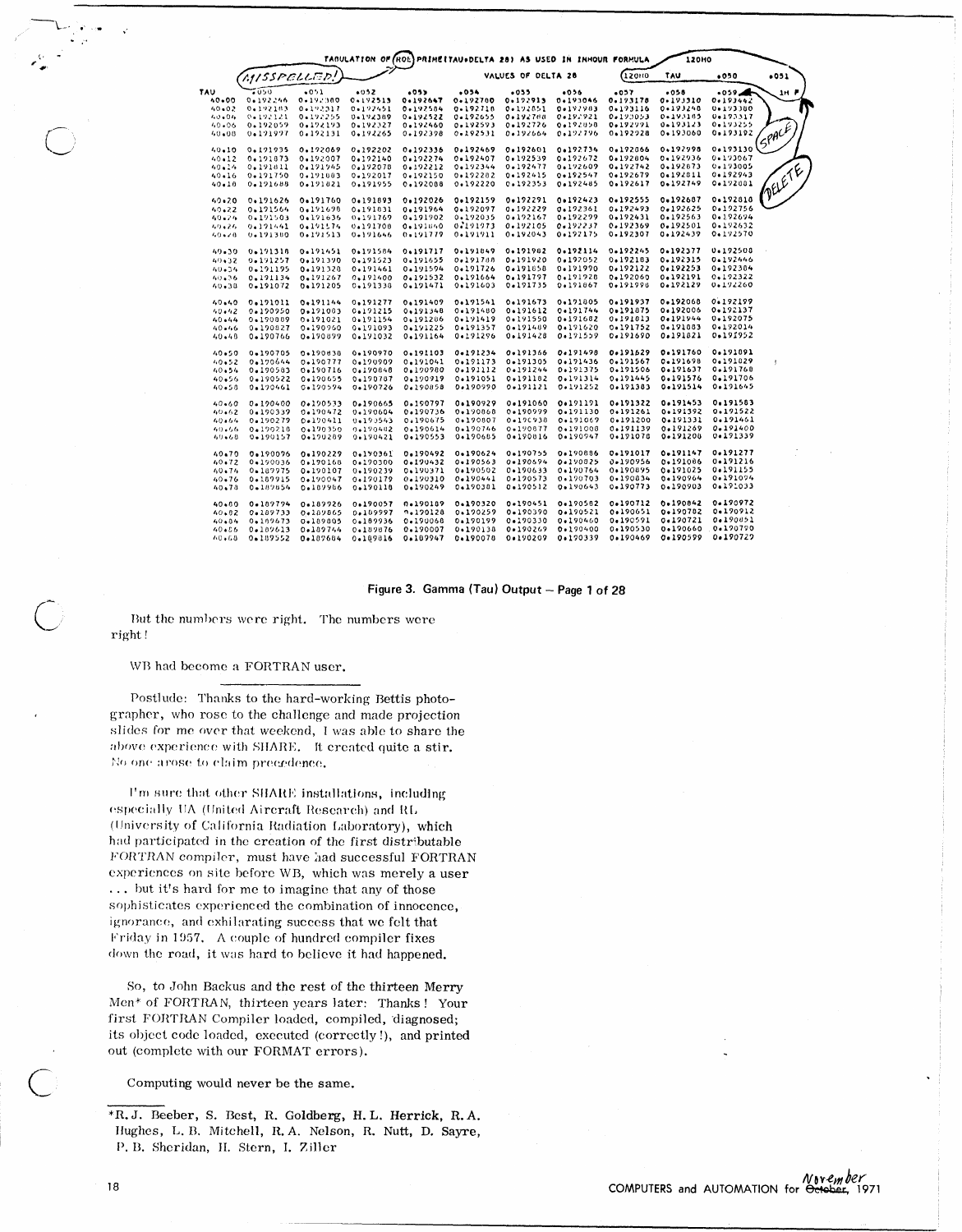TABULATION OF ROE PRIME(TAU+DELTA 28) AS USED IN INHOUR FORMULA 120HO

MISSPELLED!

VALUES OF DELTA 28 120HO TAU .050 .051

| TAU | .050 | .051 | .052 | .053 | .054 | .055 | .056 | .057 | .058 | .059 |
|---|---|---|---|---|---|---|---|---|---|---|
| 40.00 | 0.192246 | 0.192380 | 0.192513 | 0.192647 | 0.192780 | 0.192913 | 0.193046 | 0.193178 | 0.193310 | 0.193442 |
| 40.02 | 0.192183 | 0.192317 | 0.192451 | 0.192584 | 0.192718 | 0.192851 | 0.192983 | 0.193116 | 0.193248 | 0.193380 |
| 40.04 | 0.192121 | 0.192255 | 0.192389 | 0.192522 | 0.192655 | 0.192788 | 0.192921 | 0.193053 | 0.193185 | 0.193317 |
| 40.06 | 0.192059 | 0.192193 | 0.192327 | 0.192460 | 0.192593 | 0.192726 | 0.192858 | 0.192991 | 0.193123 | 0.193255 |
| 40.08 | 0.191997 | 0.192131 | 0.192265 | 0.192398 | 0.192531 | 0.192664 | 0.192796 | 0.192928 | 0.193060 | 0.193192 |
| 40.10 | 0.191935 | 0.192069 | 0.192202 | 0.192336 | 0.192469 | 0.192601 | 0.192734 | 0.192866 | 0.192998 | 0.193130 |
| 40.12 | 0.191873 | 0.192007 | 0.192140 | 0.192274 | 0.192407 | 0.192539 | 0.192672 | 0.192804 | 0.192936 | 0.193067 |
| 40.14 | 0.191811 | 0.191945 | 0.192078 | 0.192212 | 0.192344 | 0.192477 | 0.192609 | 0.192742 | 0.192873 | 0.193005 |
| 40.16 | 0.191750 | 0.191883 | 0.192017 | 0.192150 | 0.192282 | 0.192415 | 0.192547 | 0.192679 | 0.192811 | 0.192943 |
| 40.18 | 0.191688 | 0.191821 | 0.191955 | 0.192088 | 0.192220 | 0.192353 | 0.192485 | 0.192617 | 0.192749 | 0.192881 |
| 40.20 | 0.191626 | 0.191760 | 0.191893 | 0.192026 | 0.192159 | 0.192291 | 0.192423 | 0.192555 | 0.192687 | 0.192818 |
| 40.22 | 0.191564 | 0.191698 | 0.191831 | 0.191964 | 0.192097 | 0.192229 | 0.192361 | 0.192493 | 0.192625 | 0.192756 |
| 40.24 | 0.191503 | 0.191636 | 0.191769 | 0.191902 | 0.192035 | 0.192167 | 0.192299 | 0.192431 | 0.192563 | 0.192694 |
| 40.26 | 0.191441 | 0.191574 | 0.191708 | 0.191840 | 0.191973 | 0.192105 | 0.192237 | 0.192369 | 0.192501 | 0.192632 |
| 40.28 | 0.191380 | 0.191513 | 0.191646 | 0.191779 | 0.191911 | 0.192043 | 0.192175 | 0.192307 | 0.192439 | 0.192570 |
| 40.30 | 0.191318 | 0.191451 | 0.191584 | 0.191717 | 0.191849 | 0.191982 | 0.192114 | 0.192245 | 0.192377 | 0.192508 |
| 40.32 | 0.191257 | 0.191390 | 0.191523 | 0.191655 | 0.191788 | 0.191920 | 0.192052 | 0.192183 | 0.192315 | 0.192446 |
| 40.34 | 0.191195 | 0.191328 | 0.191461 | 0.191594 | 0.191726 | 0.191858 | 0.191990 | 0.192122 | 0.192253 | 0.192384 |
| 40.36 | 0.191134 | 0.191267 | 0.191400 | 0.191532 | 0.191664 | 0.191797 | 0.191928 | 0.192060 | 0.192191 | 0.192322 |
| 40.38 | 0.191072 | 0.191205 | 0.191338 | 0.191471 | 0.191603 | 0.191735 | 0.191867 | 0.191998 | 0.192129 | 0.192260 |
| 40.40 | 0.191011 | 0.191144 | 0.191277 | 0.191409 | 0.191541 | 0.191673 | 0.191805 | 0.191937 | 0.192068 | 0.192199 |
| 40.42 | 0.190950 | 0.191083 | 0.191215 | 0.191348 | 0.191480 | 0.191612 | 0.191744 | 0.191875 | 0.192006 | 0.192137 |
| 40.44 | 0.190889 | 0.191021 | 0.191154 | 0.191286 | 0.191419 | 0.191550 | 0.191682 | 0.191813 | 0.191944 | 0.192075 |
| 40.46 | 0.190827 | 0.190960 | 0.191093 | 0.191225 | 0.191357 | 0.191489 | 0.191620 | 0.191752 | 0.191883 | 0.192014 |
| 40.48 | 0.190766 | 0.190899 | 0.191032 | 0.191164 | 0.191296 | 0.191428 | 0.191559 | 0.191690 | 0.191821 | 0.191952 |
| 40.50 | 0.190705 | 0.190838 | 0.190970 | 0.191103 | 0.191234 | 0.191366 | 0.191498 | 0.191629 | 0.191760 | 0.191891 |
| 40.52 | 0.190644 | 0.190777 | 0.190909 | 0.191041 | 0.191173 | 0.191305 | 0.191436 | 0.191567 | 0.191698 | 0.191829 |
| 40.54 | 0.190583 | 0.190716 | 0.190848 | 0.190980 | 0.191112 | 0.191244 | 0.191375 | 0.191506 | 0.191637 | 0.191768 |
| 40.56 | 0.190522 | 0.190655 | 0.190787 | 0.190919 | 0.191051 | 0.191182 | 0.191314 | 0.191445 | 0.191576 | 0.191706 |
| 40.58 | 0.190461 | 0.190594 | 0.190726 | 0.190858 | 0.190990 | 0.191121 | 0.191252 | 0.191383 | 0.191514 | 0.191645 |
| 40.60 | 0.190400 | 0.190533 | 0.190665 | 0.190797 | 0.190929 | 0.191060 | 0.191191 | 0.191322 | 0.191453 | 0.191583 |
| 40.62 | 0.190339 | 0.190472 | 0.190604 | 0.190736 | 0.190868 | 0.190999 | 0.191130 | 0.191261 | 0.191392 | 0.191522 |
| 40.64 | 0.190279 | 0.190411 | 0.190543 | 0.190675 | 0.190807 | 0.190938 | 0.191069 | 0.191200 | 0.191331 | 0.191461 |
| 40.66 | 0.190218 | 0.190350 | 0.190482 | 0.190614 | 0.190746 | 0.190877 | 0.191008 | 0.191139 | 0.191269 | 0.191400 |
| 40.68 | 0.190157 | 0.190289 | 0.190421 | 0.190553 | 0.190685 | 0.190816 | 0.190947 | 0.191078 | 0.191208 | 0.191339 |
| 40.70 | 0.190096 | 0.190229 | 0.190361 | 0.190492 | 0.190624 | 0.190755 | 0.190886 | 0.191017 | 0.191147 | 0.191277 |
| 40.72 | 0.190036 | 0.190168 | 0.190300 | 0.190432 | 0.190563 | 0.190694 | 0.190825 | 0.190956 | 0.191086 | 0.191216 |
| 40.74 | 0.189975 | 0.190107 | 0.190239 | 0.190371 | 0.190502 | 0.190633 | 0.190764 | 0.190895 | 0.191025 | 0.191155 |
| 40.76 | 0.189915 | 0.190047 | 0.190179 | 0.190310 | 0.190441 | 0.190573 | 0.190703 | 0.190834 | 0.190964 | 0.191094 |
| 40.78 | 0.189854 | 0.189986 | 0.190118 | 0.190249 | 0.190381 | 0.190512 | 0.190643 | 0.190773 | 0.190903 | 0.191033 |
| 40.80 | 0.189794 | 0.189926 | 0.190057 | 0.190189 | 0.190320 | 0.190451 | 0.190582 | 0.190712 | 0.190842 | 0.190972 |
| 40.82 | 0.189733 | 0.189865 | 0.189997 | 0.190128 | 0.190259 | 0.190390 | 0.190521 | 0.190651 | 0.190782 | 0.190912 |
| 40.84 | 0.189673 | 0.189805 | 0.189936 | 0.190068 | 0.190199 | 0.190330 | 0.190460 | 0.190591 | 0.190721 | 0.190851 |
| 40.86 | 0.189613 | 0.189744 | 0.189876 | 0.190007 | 0.190138 | 0.190269 | 0.190400 | 0.190530 | 0.190660 | 0.190790 |
| 40.88 | 0.189552 | 0.189684 | 0.189816 | 0.189947 | 0.190078 | 0.190209 | 0.190339 | 0.190469 | 0.190599 | 0.190729 |

SPACE

DELETE

**Figure 3. Gamma (Tau) Output – Page 1 of 28**

But the numbers were right. The numbers were right!

WB had become a FORTRAN user.

---

Postlude: Thanks to the hard-working Bettis photographer, who rose to the challenge and made projection slides for me over that weekend, I was able to share the above experience with SHARE. It created quite a stir. No one arose to claim precedence.

I'm sure that other SHARE installations, including especially UA (United Aircraft Research) and RL (University of California Radiation Laboratory), which had participated in the creation of the first distributable FORTRAN compiler, must have had successful FORTRAN experiences on site before WB, which was merely a user ... but it's hard for me to imagine that any of those sophisticates experienced the combination of innocence, ignorance, and exhilarating success that we felt that Friday in 1957. A couple of hundred compiler fixes down the road, it was hard to believe it had happened.

So, to John Backus and the rest of the thirteen Merry Men* of FORTRAN, thirteen years later: Thanks! Your first FORTRAN Compiler loaded, compiled, diagnosed; its object code loaded, executed (correctly!), and printed out (complete with our FORMAT errors).

Computing would never be the same.

---

*R. J. Beeber, S. Best, R. Goldberg, H. L. Herrick, R. A. Hughes, L. B. Mitchell, R. A. Nelson, R. Nutt, D. Sayre, P. B. Sheridan, H. Stern, I. Ziller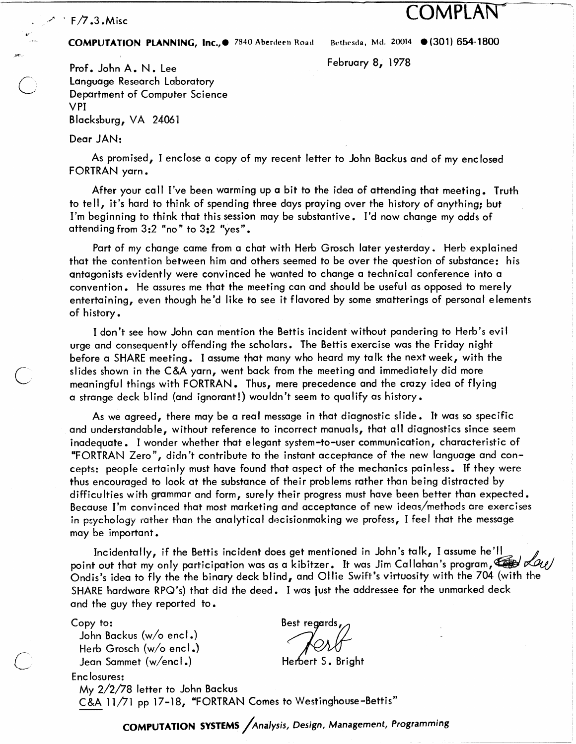F/7.3.Misc

**COMPLAN**

**COMPUTATION PLANNING, Inc.,**● 7840 Aberdeen Road Bethesda, Md. 20014 ●(301) 654-1800

February 8, 1978

Prof. John A. N. Lee
Language Research Laboratory
Department of Computer Science
VPI
Blacksburg, VA 24061

Dear JAN:

As promised, I enclose a copy of my recent letter to John Backus and of my enclosed FORTRAN yarn.

After your call I've been warming up a bit to the idea of attending that meeting. Truth to tell, it's hard to think of spending three days praying over the history of anything; but I'm beginning to think that this session may be substantive. I'd now change my odds of attending from 3:2 "no" to 3:2 "yes".

Part of my change came from a chat with Herb Grosch later yesterday. Herb explained that the contention between him and others seemed to be over the question of substance: his antagonists evidently were convinced he wanted to change a technical conference into a convention. He assures me that the meeting can and should be useful as opposed to merely entertaining, even though he'd like to see it flavored by some smatterings of personal elements of history.

I don't see how John can mention the Bettis incident without pandering to Herb's evil urge and consequently offending the scholars. The Bettis exercise was the Friday night before a SHARE meeting. I assume that many who heard my talk the next week, with the slides shown in the C&A yarn, went back from the meeting and immediately did more meaningful things with FORTRAN. Thus, mere precedence and the crazy idea of flying a strange deck blind (and ignorant!) wouldn't seem to qualify as history.

As we agreed, there may be a real message in that diagnostic slide. It was so specific and understandable, without reference to incorrect manuals, that all diagnostics since seem inadequate. I wonder whether that elegant system-to-user communication, characteristic of "FORTRAN Zero", didn't contribute to the instant acceptance of the new language and concepts: people certainly must have found that aspect of the mechanics painless. If they were thus encouraged to look at the substance of their problems rather than being distracted by difficulties with grammar and form, surely their progress must have been better than expected. Because I'm convinced that most marketing and acceptance of new ideas/methods are exercises in psychology rather than the analytical decisionmaking we profess, I feel that the message may be important.

Incidentally, if the Bettis incident does get mentioned in John's talk, I assume he'll point out that my only participation was as a kibitzer. It was Jim Callahan's program, ~~Ed~~ Lou Ondis's idea to fly the the binary deck blind, and Ollie Swift's virtuosity with the 704 (with the SHARE hardware RPQ's) that did the deed. I was just the addressee for the unmarked deck and the guy they reported to.

Best regards,
Herb
Herbert S. Bright

Copy to:
John Backus (w/o encl.)
Herb Grosch (w/o encl.)
Jean Sammet (w/encl.)

Enclosures:
My 2/2/78 letter to John Backus
C&A 11/71 pp 17-18, "FORTRAN Comes to Westinghouse-Bettis"

**COMPUTATION SYSTEMS** /*Analysis, Design, Management, Programming*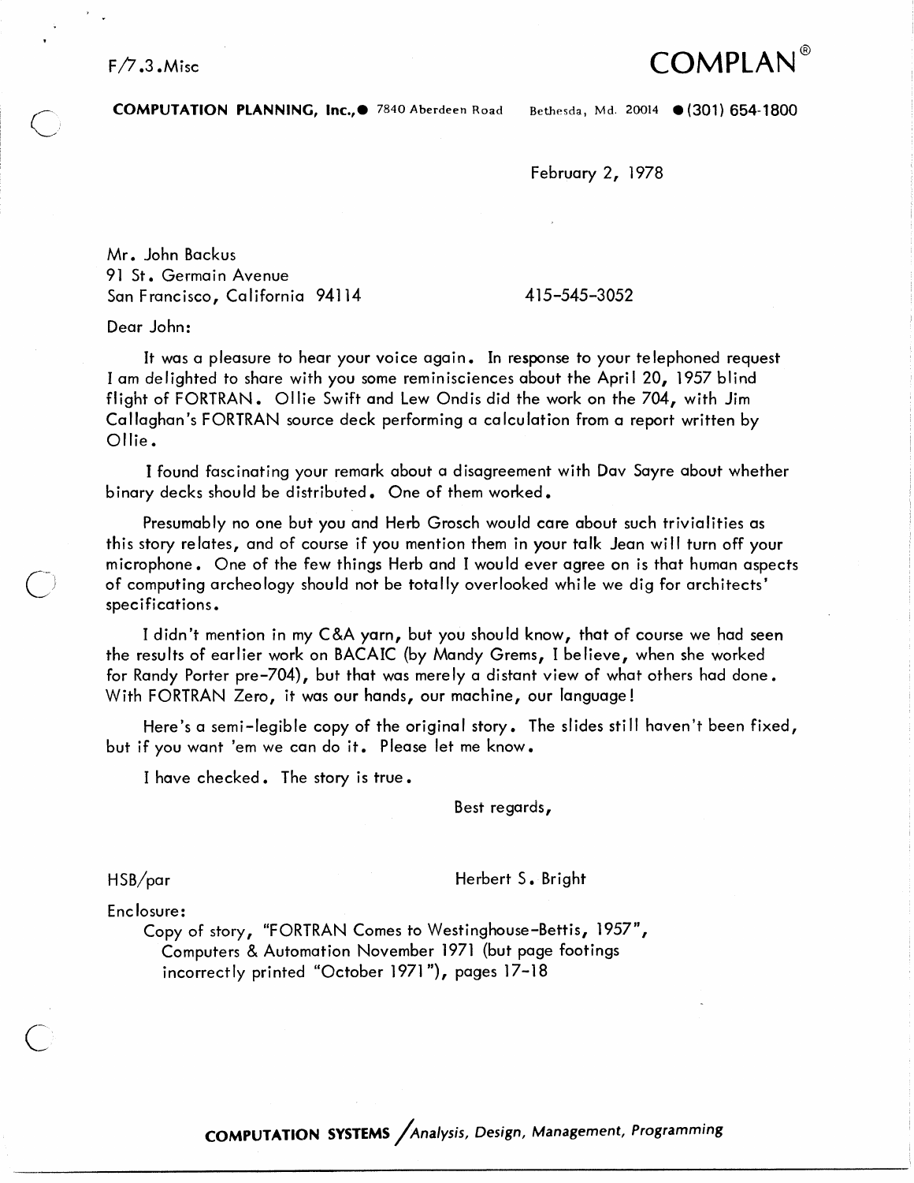F/7.3.Misc

# COMPLAN®

**COMPUTATION PLANNING, Inc.,** ● 7840 Aberdeen Road Bethesda, Md. 20014 ● (301) 654-1800

February 2, 1978

Mr. John Backus
91 St. Germain Avenue
San Francisco, California 94114

415-545-3052

Dear John:

It was a pleasure to hear your voice again. In response to your telephoned request I am delighted to share with you some reminisciences about the April 20, 1957 blind flight of FORTRAN. Ollie Swift and Lew Ondis did the work on the 704, with Jim Callaghan's FORTRAN source deck performing a calculation from a report written by Ollie.

I found fascinating your remark about a disagreement with Dav Sayre about whether binary decks should be distributed. One of them worked.

Presumably no one but you and Herb Grosch would care about such trivialities as this story relates, and of course if you mention them in your talk Jean will turn off your microphone. One of the few things Herb and I would ever agree on is that human aspects of computing archeology should not be totally overlooked while we dig for architects' specifications.

I didn't mention in my C&A yarn, but you should know, that of course we had seen the results of earlier work on BACAIC (by Mandy Grems, I believe, when she worked for Randy Porter pre-704), but that was merely a distant view of what others had done. With FORTRAN Zero, it was our hands, our machine, our language!

Here's a semi-legible copy of the original story. The slides still haven't been fixed, but if you want 'em we can do it. Please let me know.

I have checked. The story is true.

Best regards,

HSB/par

Herbert S. Bright

Enclosure:
Copy of story, "FORTRAN Comes to Westinghouse-Bettis, 1957", Computers & Automation November 1971 (but page footings incorrectly printed "October 1971"), pages 17-18

**COMPUTATION SYSTEMS** */Analysis, Design, Management, Programming*